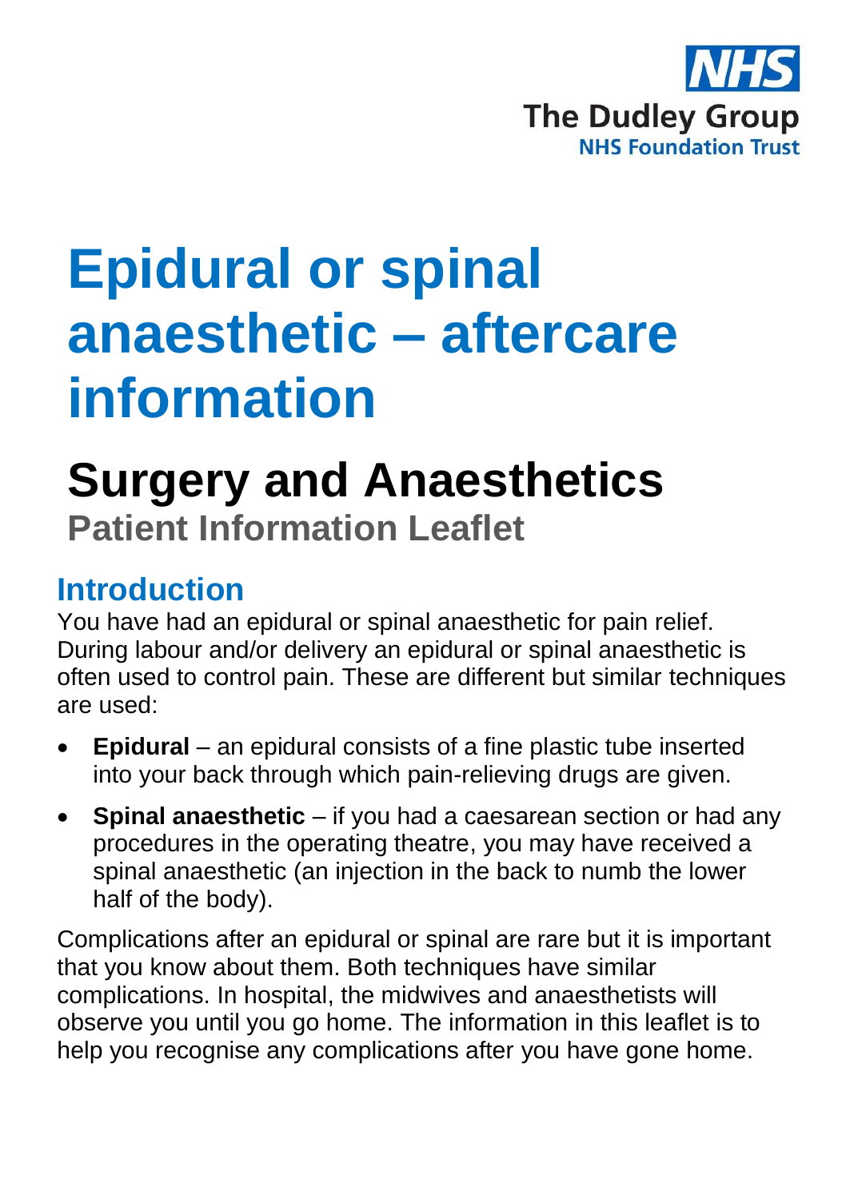NHS
The Dudley Group
NHS Foundation Trust

# Epidural or spinal anaesthetic – aftercare information

## Surgery and Anaesthetics

**Patient Information Leaflet**

## Introduction

You have had an epidural or spinal anaesthetic for pain relief. During labour and/or delivery an epidural or spinal anaesthetic is often used to control pain. These are different but similar techniques are used:

- **Epidural** – an epidural consists of a fine plastic tube inserted into your back through which pain-relieving drugs are given.
- **Spinal anaesthetic** – if you had a caesarean section or had any procedures in the operating theatre, you may have received a spinal anaesthetic (an injection in the back to numb the lower half of the body).

Complications after an epidural or spinal are rare but it is important that you know about them. Both techniques have similar complications. In hospital, the midwives and anaesthetists will observe you until you go home. The information in this leaflet is to help you recognise any complications after you have gone home.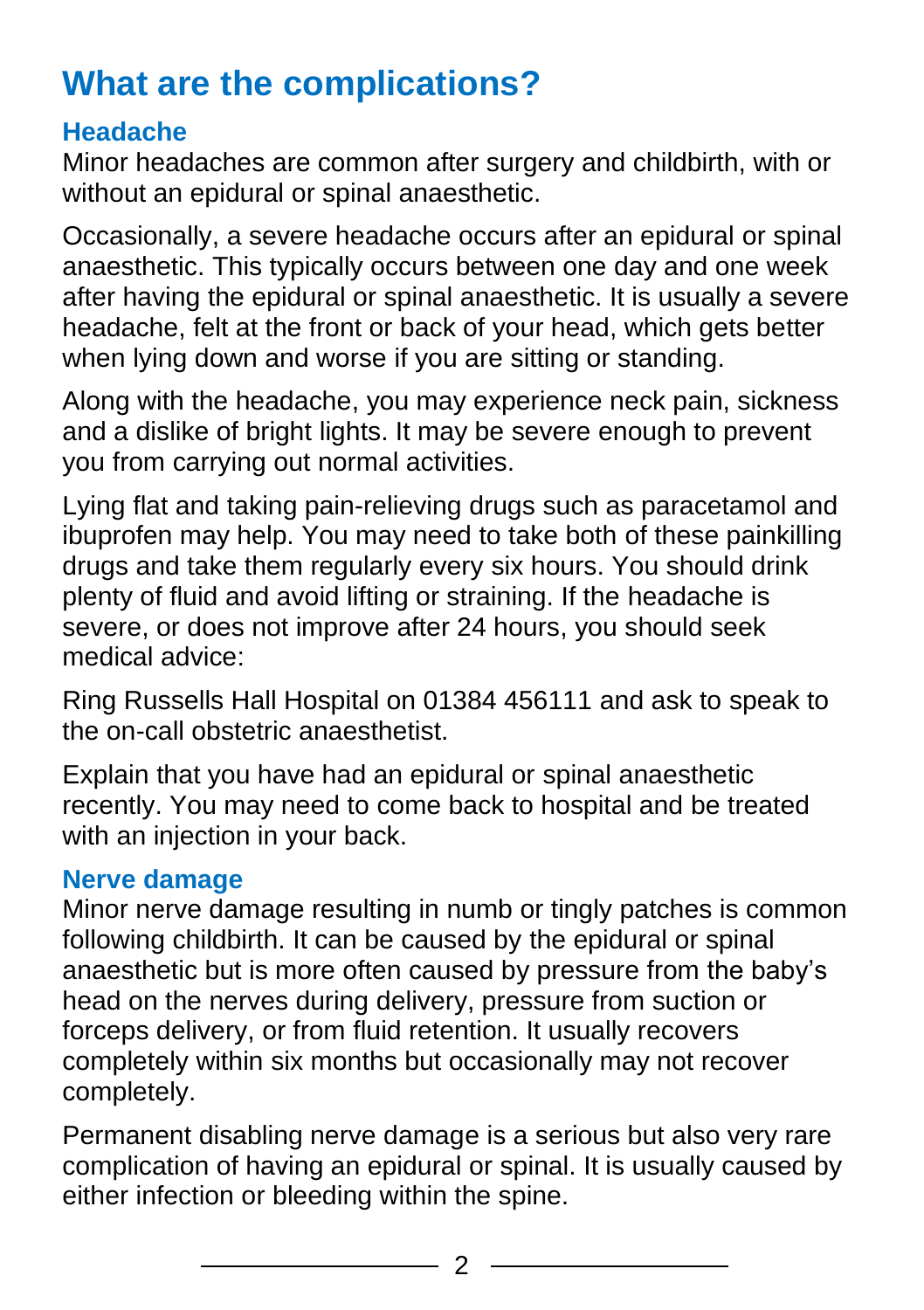# What are the complications?

## Headache

Minor headaches are common after surgery and childbirth, with or without an epidural or spinal anaesthetic.

Occasionally, a severe headache occurs after an epidural or spinal anaesthetic. This typically occurs between one day and one week after having the epidural or spinal anaesthetic. It is usually a severe headache, felt at the front or back of your head, which gets better when lying down and worse if you are sitting or standing.

Along with the headache, you may experience neck pain, sickness and a dislike of bright lights. It may be severe enough to prevent you from carrying out normal activities.

Lying flat and taking pain-relieving drugs such as paracetamol and ibuprofen may help. You may need to take both of these painkilling drugs and take them regularly every six hours. You should drink plenty of fluid and avoid lifting or straining. If the headache is severe, or does not improve after 24 hours, you should seek medical advice:

Ring Russells Hall Hospital on 01384 456111 and ask to speak to the on-call obstetric anaesthetist.

Explain that you have had an epidural or spinal anaesthetic recently. You may need to come back to hospital and be treated with an injection in your back.

## Nerve damage

Minor nerve damage resulting in numb or tingly patches is common following childbirth. It can be caused by the epidural or spinal anaesthetic but is more often caused by pressure from the baby's head on the nerves during delivery, pressure from suction or forceps delivery, or from fluid retention. It usually recovers completely within six months but occasionally may not recover completely.

Permanent disabling nerve damage is a serious but also very rare complication of having an epidural or spinal. It is usually caused by either infection or bleeding within the spine.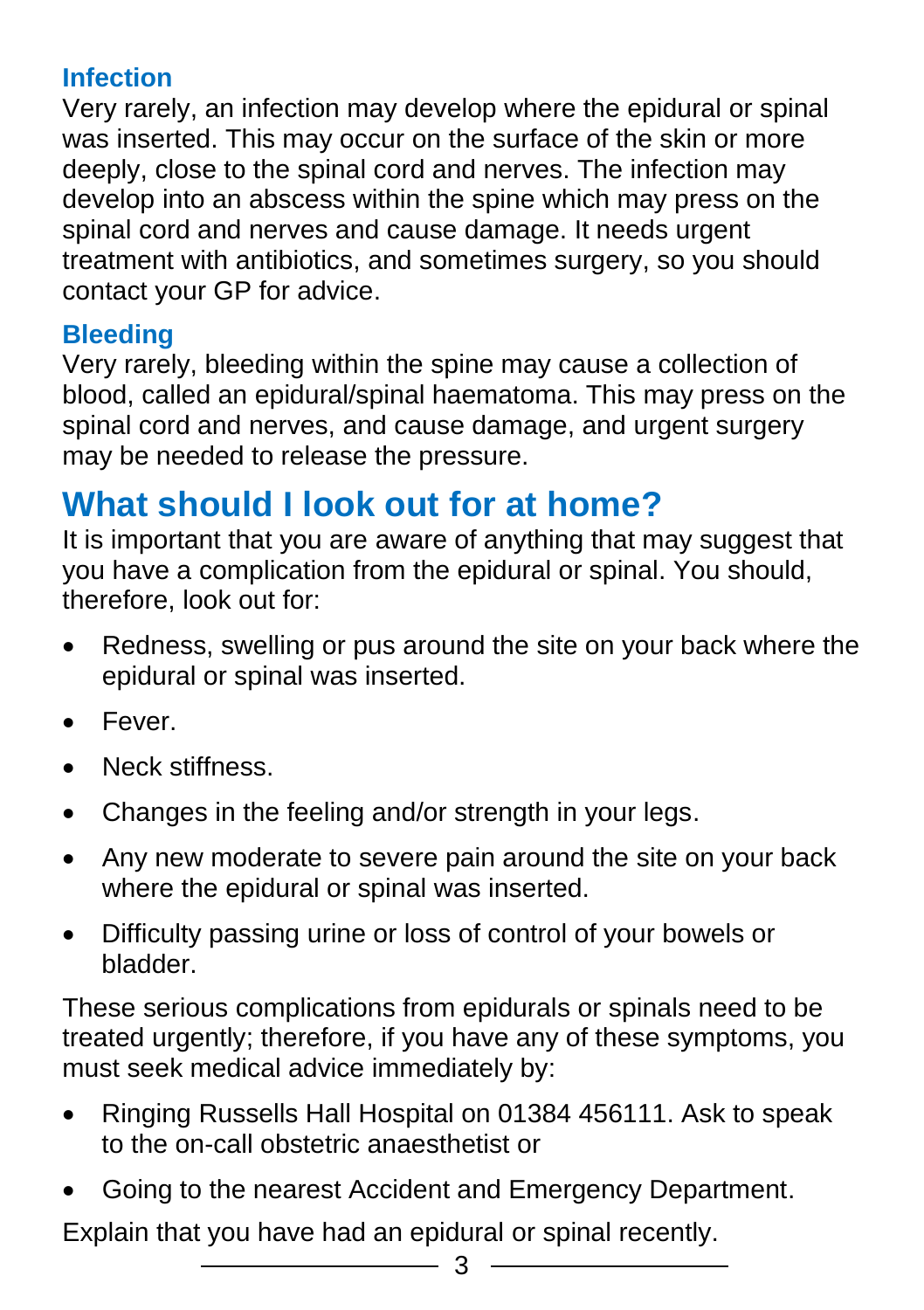### Infection

Very rarely, an infection may develop where the epidural or spinal was inserted. This may occur on the surface of the skin or more deeply, close to the spinal cord and nerves. The infection may develop into an abscess within the spine which may press on the spinal cord and nerves and cause damage. It needs urgent treatment with antibiotics, and sometimes surgery, so you should contact your GP for advice.

### Bleeding

Very rarely, bleeding within the spine may cause a collection of blood, called an epidural/spinal haematoma. This may press on the spinal cord and nerves, and cause damage, and urgent surgery may be needed to release the pressure.

## What should I look out for at home?

It is important that you are aware of anything that may suggest that you have a complication from the epidural or spinal. You should, therefore, look out for:

- Redness, swelling or pus around the site on your back where the epidural or spinal was inserted.
- Fever.
- Neck stiffness.
- Changes in the feeling and/or strength in your legs.
- Any new moderate to severe pain around the site on your back where the epidural or spinal was inserted.
- Difficulty passing urine or loss of control of your bowels or bladder.

These serious complications from epidurals or spinals need to be treated urgently; therefore, if you have any of these symptoms, you must seek medical advice immediately by:

- Ringing Russells Hall Hospital on 01384 456111. Ask to speak to the on-call obstetric anaesthetist or
- Going to the nearest Accident and Emergency Department.

Explain that you have had an epidural or spinal recently.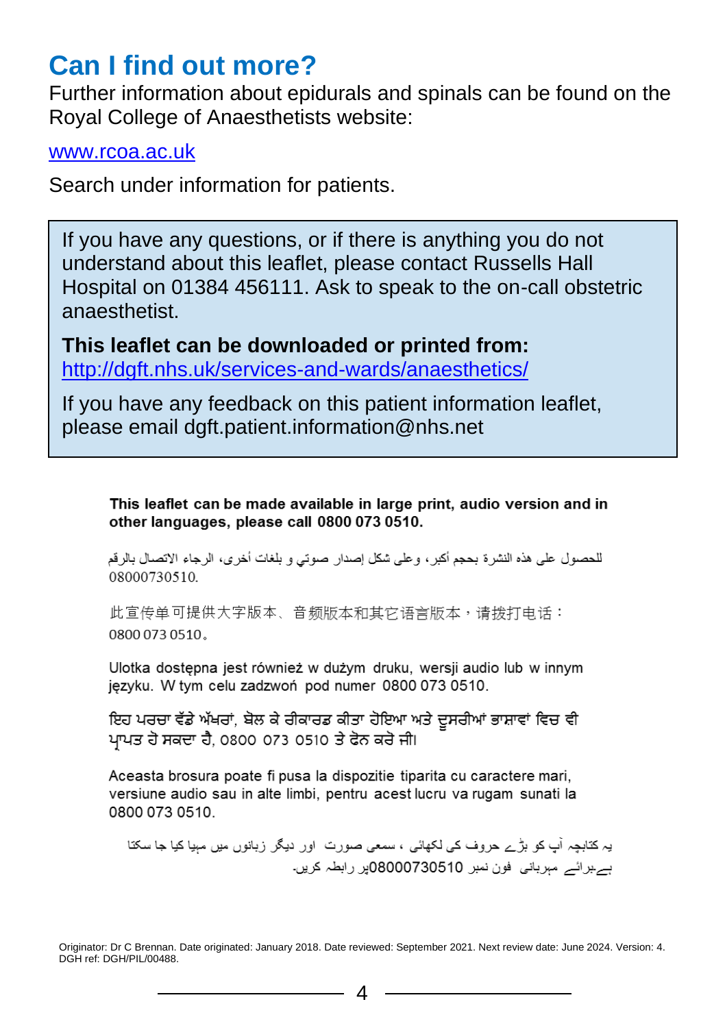## Can I find out more?

Further information about epidurals and spinals can be found on the Royal College of Anaesthetists website:

www.rcoa.ac.uk

Search under information for patients.

If you have any questions, or if there is anything you do not understand about this leaflet, please contact Russells Hall Hospital on 01384 456111. Ask to speak to the on-call obstetric anaesthetist.

**This leaflet can be downloaded or printed from:**
http://dgft.nhs.uk/services-and-wards/anaesthetics/

If you have any feedback on this patient information leaflet, please email dgft.patient.information@nhs.net

**This leaflet can be made available in large print, audio version and in other languages, please call 0800 073 0510.**

للحصول على هذه النشرة بحجم أكبر، وعلى شكل إصدار صوتي و بلغات أخرى، الرجاء الاتصال بالرقم 08000730510.

此宣传单可提供大字版本、音频版本和其它语言版本，请拨打电话：0800 073 0510。

Ulotka dostępna jest również w dużym druku, wersji audio lub w innym języku. W tym celu zadzwoń pod numer 0800 073 0510.

ਇਹ ਪਰਚਾ ਵੱਡੇ ਅੱਖਰਾਂ, ਬੋਲ ਕੇ ਰੀਕਾਰਡ ਕੀਤਾ ਹੋਇਆ ਅਤੇ ਦੂਸਰੀਆਂ ਭਾਸ਼ਾਵਾਂ ਵਿਚ ਵੀ ਪ੍ਰਾਪਤ ਹੋ ਸਕਦਾ ਹੈ, 0800 073 0510 ਤੇ ਫੋਨ ਕਰੋ ਜੀ।

Aceasta brosura poate fi pusa la dispozitie tiparita cu caractere mari, versiune audio sau in alte limbi, pentru acest lucru va rugam sunati la 0800 073 0510.

یہ کتابچہ آپ کو بڑے حروف کی لکھائی ، سمعی صورت اور دیگر زبانوں میں مہیا کیا جا سکتا ہے۔برائے مہربانی فون نمبر 08000730510پر رابطہ کریں۔

Originator: Dr C Brennan. Date originated: January 2018. Date reviewed: September 2021. Next review date: June 2024. Version: 4. DGH ref: DGH/PIL/00488.